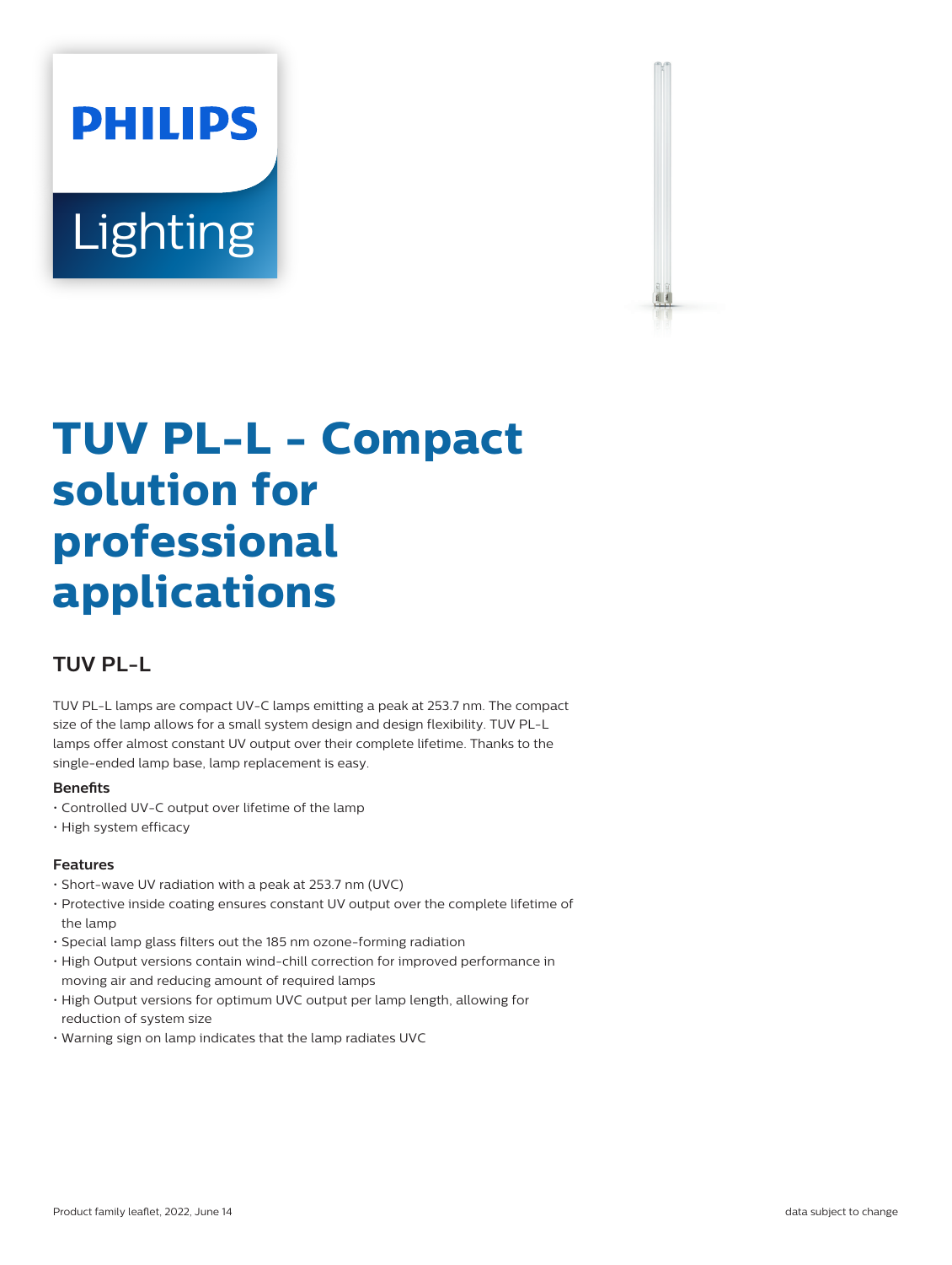# TUV PL-L - Compact solution for professional applications

## TUV PL-L

TUV PL-L lamps are compact UV-C lamps emitting a peak at 253.7 nm. The compact size of the lamp allows for a small system design and design flexibility. TUV PL-L lamps offer almost constant UV output over their complete lifetime. Thanks to the single-ended lamp base, lamp replacement is easy.

#### Benefits

- Controlled UV-C output over lifetime of the lamp
- High system efficacy

#### Features

- Short-wave UV radiation with a peak at 253.7 nm (UVC)
- Protective inside coating ensures constant UV output over the complete lifetime of the lamp
- Special lamp glass filters out the 185 nm ozone-forming radiation
- High Output versions contain wind-chill correction for improved performance in moving air and reducing amount of required lamps
- High Output versions for optimum UVC output per lamp length, allowing for reduction of system size
- Warning sign on lamp indicates that the lamp radiates UVC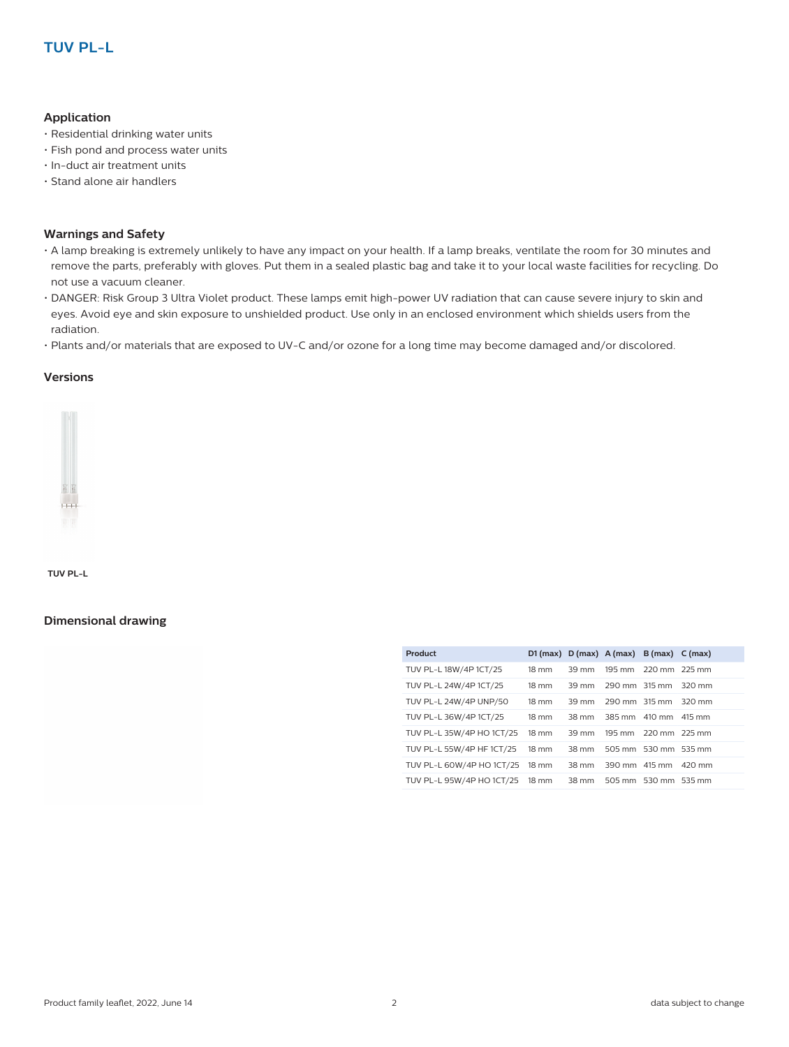# TUV PL-L

## Application

- Residential drinking water units
- Fish pond and process water units
- In-duct air treatment units
- Stand alone air handlers

## Warnings and Safety

- A lamp breaking is extremely unlikely to have any impact on your health. If a lamp breaks, ventilate the room for 30 minutes and remove the parts, preferably with gloves. Put them in a sealed plastic bag and take it to your local waste facilities for recycling. Do not use a vacuum cleaner.
- DANGER: Risk Group 3 Ultra Violet product. These lamps emit high-power UV radiation that can cause severe injury to skin and eyes. Avoid eye and skin exposure to unshielded product. Use only in an enclosed environment which shields users from the radiation.
- Plants and/or materials that are exposed to UV-C and/or ozone for a long time may become damaged and/or discolored.

## Versions

**TUV PL-L**

## Dimensional drawing

| Product | D1 (max) | D (max) | A (max) | B (max) | C (max) |
|---|---|---|---|---|---|
| TUV PL-L 18W/4P 1CT/25 | 18 mm | 39 mm | 195 mm | 220 mm | 225 mm |
| TUV PL-L 24W/4P 1CT/25 | 18 mm | 39 mm | 290 mm | 315 mm | 320 mm |
| TUV PL-L 24W/4P UNP/50 | 18 mm | 39 mm | 290 mm | 315 mm | 320 mm |
| TUV PL-L 36W/4P 1CT/25 | 18 mm | 38 mm | 385 mm | 410 mm | 415 mm |
| TUV PL-L 35W/4P HO 1CT/25 | 18 mm | 39 mm | 195 mm | 220 mm | 225 mm |
| TUV PL-L 55W/4P HF 1CT/25 | 18 mm | 38 mm | 505 mm | 530 mm | 535 mm |
| TUV PL-L 60W/4P HO 1CT/25 | 18 mm | 38 mm | 390 mm | 415 mm | 420 mm |
| TUV PL-L 95W/4P HO 1CT/25 | 18 mm | 38 mm | 505 mm | 530 mm | 535 mm |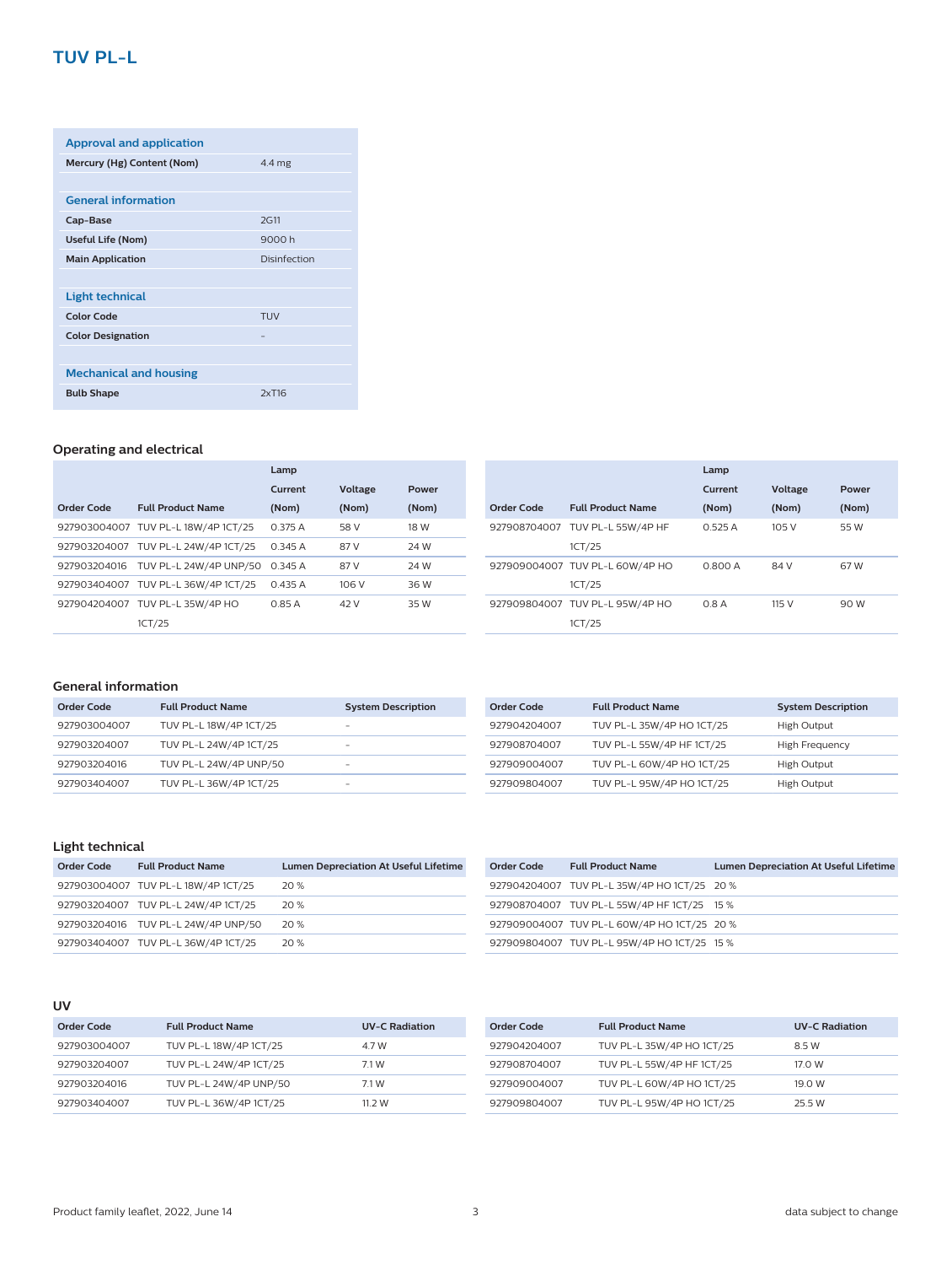# TUV PL-L

| Approval and application | |
|---|---|
| **Mercury (Hg) Content (Nom)** | 4.4 mg |
| **General information** | |
| **Cap-Base** | 2G11 |
| **Useful Life (Nom)** | 9000 h |
| **Main Application** | Disinfection |
| **Light technical** | |
| **Color Code** | TUV |
| **Color Designation** | - |
| **Mechanical and housing** | |
| **Bulb Shape** | 2xT16 |

## Operating and electrical

| Order Code | Full Product Name | Lamp Current (Nom) | Voltage (Nom) | Power (Nom) |
|---|---|---|---|---|
| 927903004007 | TUV PL-L 18W/4P 1CT/25 | 0.375 A | 58 V | 18 W |
| 927903204007 | TUV PL-L 24W/4P 1CT/25 | 0.345 A | 87 V | 24 W |
| 927903204016 | TUV PL-L 24W/4P UNP/50 | 0.345 A | 87 V | 24 W |
| 927903404007 | TUV PL-L 36W/4P 1CT/25 | 0.435 A | 106 V | 36 W |
| 927904204007 | TUV PL-L 35W/4P HO 1CT/25 | 0.85 A | 42 V | 35 W |
| 927908704007 | TUV PL-L 55W/4P HF 1CT/25 | 0.525 A | 105 V | 55 W |
| 927909004007 | TUV PL-L 60W/4P HO 1CT/25 | 0.800 A | 84 V | 67 W |
| 927909804007 | TUV PL-L 95W/4P HO 1CT/25 | 0.8 A | 115 V | 90 W |

## General information

| Order Code | Full Product Name | System Description |
|---|---|---|
| 927903004007 | TUV PL-L 18W/4P 1CT/25 | - |
| 927903204007 | TUV PL-L 24W/4P 1CT/25 | - |
| 927903204016 | TUV PL-L 24W/4P UNP/50 | - |
| 927903404007 | TUV PL-L 36W/4P 1CT/25 | - |
| 927904204007 | TUV PL-L 35W/4P HO 1CT/25 | High Output |
| 927908704007 | TUV PL-L 55W/4P HF 1CT/25 | High Frequency |
| 927909004007 | TUV PL-L 60W/4P HO 1CT/25 | High Output |
| 927909804007 | TUV PL-L 95W/4P HO 1CT/25 | High Output |

## Light technical

| Order Code | Full Product Name | Lumen Depreciation At Useful Lifetime |
|---|---|---|
| 927903004007 | TUV PL-L 18W/4P 1CT/25 | 20 % |
| 927903204007 | TUV PL-L 24W/4P 1CT/25 | 20 % |
| 927903204016 | TUV PL-L 24W/4P UNP/50 | 20 % |
| 927903404007 | TUV PL-L 36W/4P 1CT/25 | 20 % |
| 927904204007 | TUV PL-L 35W/4P HO 1CT/25 | 20 % |
| 927908704007 | TUV PL-L 55W/4P HF 1CT/25 | 15 % |
| 927909004007 | TUV PL-L 60W/4P HO 1CT/25 | 20 % |
| 927909804007 | TUV PL-L 95W/4P HO 1CT/25 | 15 % |

## UV

| Order Code | Full Product Name | UV-C Radiation |
|---|---|---|
| 927903004007 | TUV PL-L 18W/4P 1CT/25 | 4.7 W |
| 927903204007 | TUV PL-L 24W/4P 1CT/25 | 7.1 W |
| 927903204016 | TUV PL-L 24W/4P UNP/50 | 7.1 W |
| 927903404007 | TUV PL-L 36W/4P 1CT/25 | 11.2 W |
| 927904204007 | TUV PL-L 35W/4P HO 1CT/25 | 8.5 W |
| 927908704007 | TUV PL-L 55W/4P HF 1CT/25 | 17.0 W |
| 927909004007 | TUV PL-L 60W/4P HO 1CT/25 | 19.0 W |
| 927909804007 | TUV PL-L 95W/4P HO 1CT/25 | 25.5 W |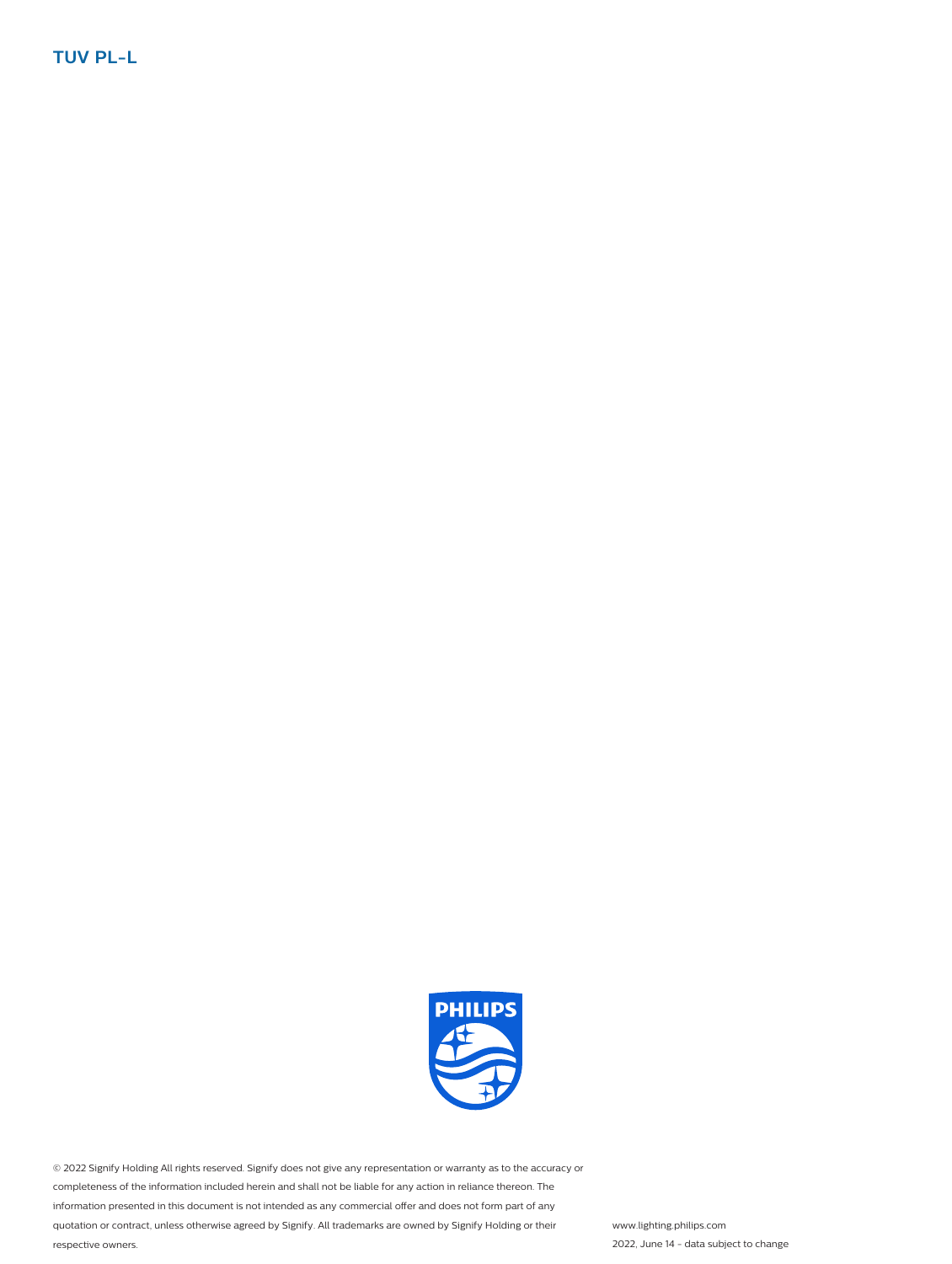© 2022 Signify Holding All rights reserved. Signify does not give any representation or warranty as to the accuracy or completeness of the information included herein and shall not be liable for any action in reliance thereon. The information presented in this document is not intended as any commercial offer and does not form part of any quotation or contract, unless otherwise agreed by Signify. All trademarks are owned by Signify Holding or their respective owners.

www.lighting.philips.com

2022, June 14 - data subject to change